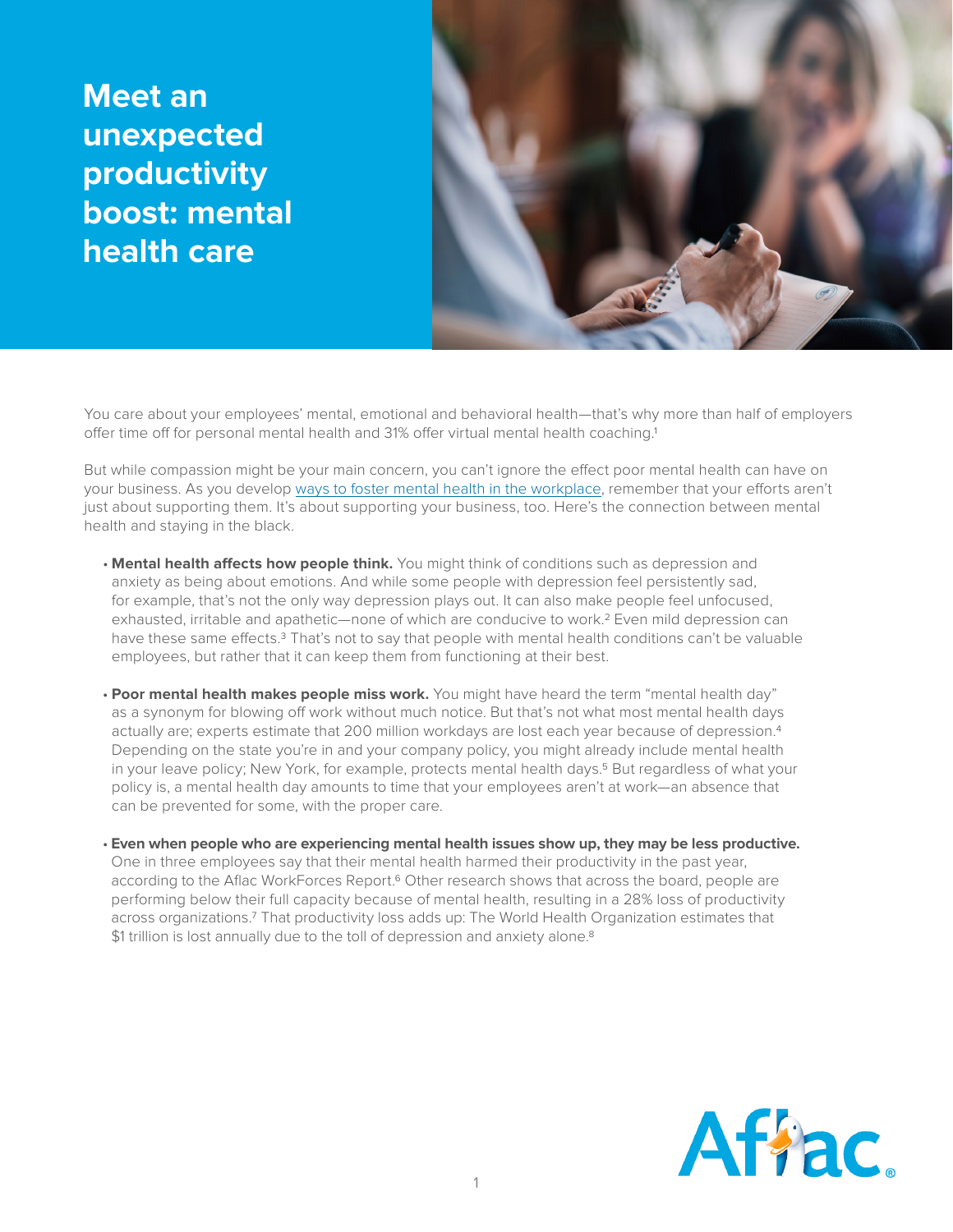# Meet an unexpected productivity boost: mental health care

You care about your employees' mental, emotional and behavioral health—that's why more than half of employers offer time off for personal mental health and 31% offer virtual mental health coaching.[1]

But while compassion might be your main concern, you can't ignore the effect poor mental health can have on your business. As you develop ways to foster mental health in the workplace, remember that your efforts aren't just about supporting them. It's about supporting your business, too. Here's the connection between mental health and staying in the black.

- **Mental health affects how people think.** You might think of conditions such as depression and anxiety as being about emotions. And while some people with depression feel persistently sad, for example, that's not the only way depression plays out. It can also make people feel unfocused, exhausted, irritable and apathetic—none of which are conducive to work.[2] Even mild depression can have these same effects.[3] That's not to say that people with mental health conditions can't be valuable employees, but rather that it can keep them from functioning at their best.

- **Poor mental health makes people miss work.** You might have heard the term "mental health day" as a synonym for blowing off work without much notice. But that's not what most mental health days actually are; experts estimate that 200 million workdays are lost each year because of depression.[4] Depending on the state you're in and your company policy, you might already include mental health in your leave policy; New York, for example, protects mental health days.[5] But regardless of what your policy is, a mental health day amounts to time that your employees aren't at work—an absence that can be prevented for some, with the proper care.

- **Even when people who are experiencing mental health issues show up, they may be less productive.** One in three employees say that their mental health harmed their productivity in the past year, according to the Aflac WorkForces Report.[6] Other research shows that across the board, people are performing below their full capacity because of mental health, resulting in a 28% loss of productivity across organizations.[7] That productivity loss adds up: The World Health Organization estimates that $1 trillion is lost annually due to the toll of depression and anxiety alone.[8]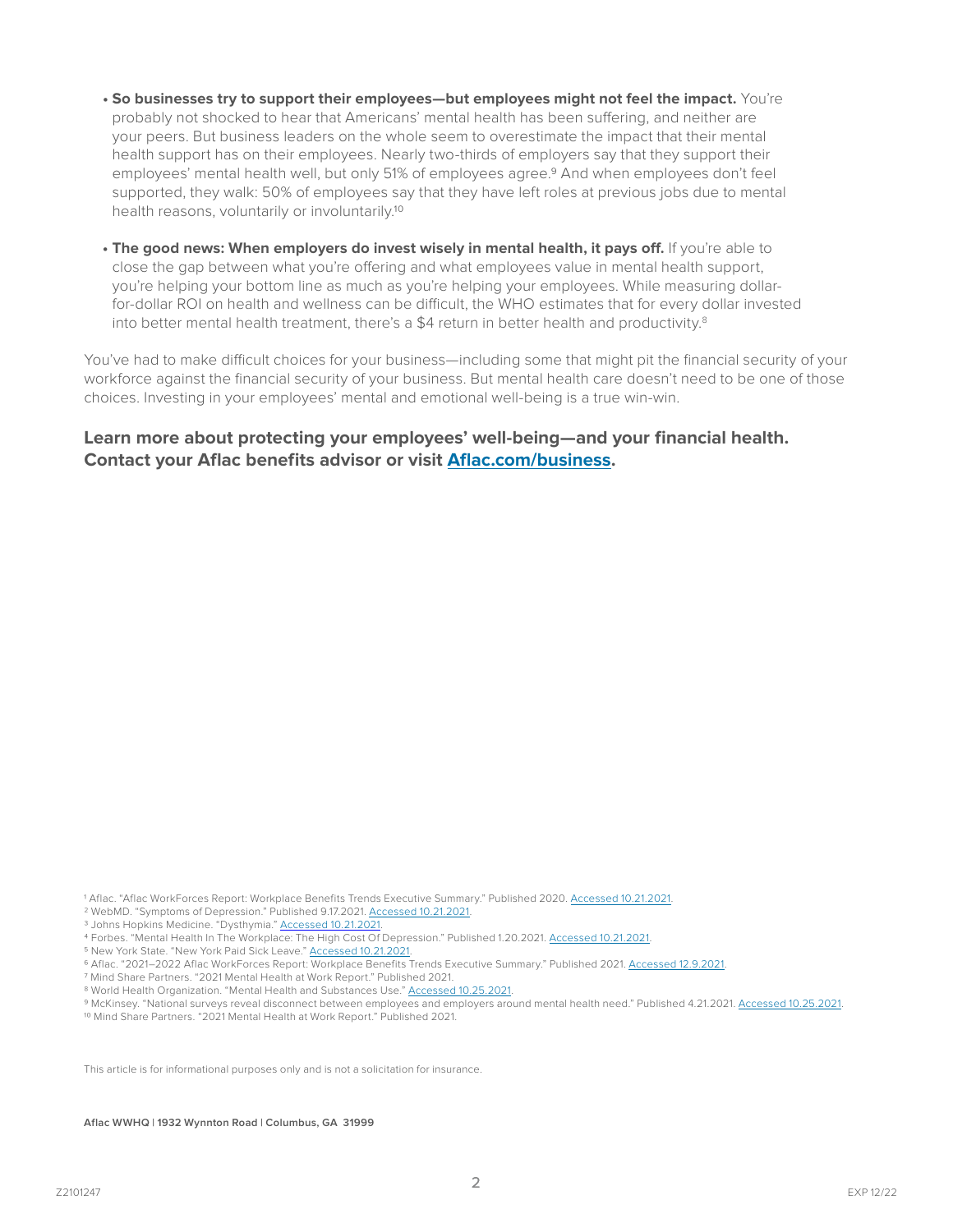- **So businesses try to support their employees—but employees might not feel the impact.** You're probably not shocked to hear that Americans' mental health has been suffering, and neither are your peers. But business leaders on the whole seem to overestimate the impact that their mental health support has on their employees. Nearly two-thirds of employers say that they support their employees' mental health well, but only 51% of employees agree.[9] And when employees don't feel supported, they walk: 50% of employees say that they have left roles at previous jobs due to mental health reasons, voluntarily or involuntarily.[10]

- **The good news: When employers do invest wisely in mental health, it pays off.** If you're able to close the gap between what you're offering and what employees value in mental health support, you're helping your bottom line as much as you're helping your employees. While measuring dollar-for-dollar ROI on health and wellness can be difficult, the WHO estimates that for every dollar invested into better mental health treatment, there's a $4 return in better health and productivity.[8]

You've had to make difficult choices for your business—including some that might pit the financial security of your workforce against the financial security of your business. But mental health care doesn't need to be one of those choices. Investing in your employees' mental and emotional well-being is a true win-win.

**Learn more about protecting your employees' well-being—and your financial health. Contact your Aflac benefits advisor or visit [Aflac.com/business](Aflac.com/business).**

[1] Aflac. "Aflac WorkForces Report: Workplace Benefits Trends Executive Summary." Published 2020. Accessed 10.21.2021.
[2] WebMD. "Symptoms of Depression." Published 9.17.2021. Accessed 10.21.2021.
[3] Johns Hopkins Medicine. "Dysthymia." Accessed 10.21.2021.
[4] Forbes. "Mental Health In The Workplace: The High Cost Of Depression." Published 1.20.2021. Accessed 10.21.2021.
[5] New York State. "New York Paid Sick Leave." Accessed 10.21.2021.
[6] Aflac. "2021–2022 Aflac WorkForces Report: Workplace Benefits Trends Executive Summary." Published 2021. Accessed 12.9.2021.
[7] Mind Share Partners. "2021 Mental Health at Work Report." Published 2021.
[8] World Health Organization. "Mental Health and Substances Use." Accessed 10.25.2021.
[9] McKinsey. "National surveys reveal disconnect between employees and employers around mental health need." Published 4.21.2021. Accessed 10.25.2021.
[10] Mind Share Partners. "2021 Mental Health at Work Report." Published 2021.

This article is for informational purposes only and is not a solicitation for insurance.

**Aflac WWHQ | 1932 Wynnton Road | Columbus, GA 31999**

Z2101247

EXP 12/22